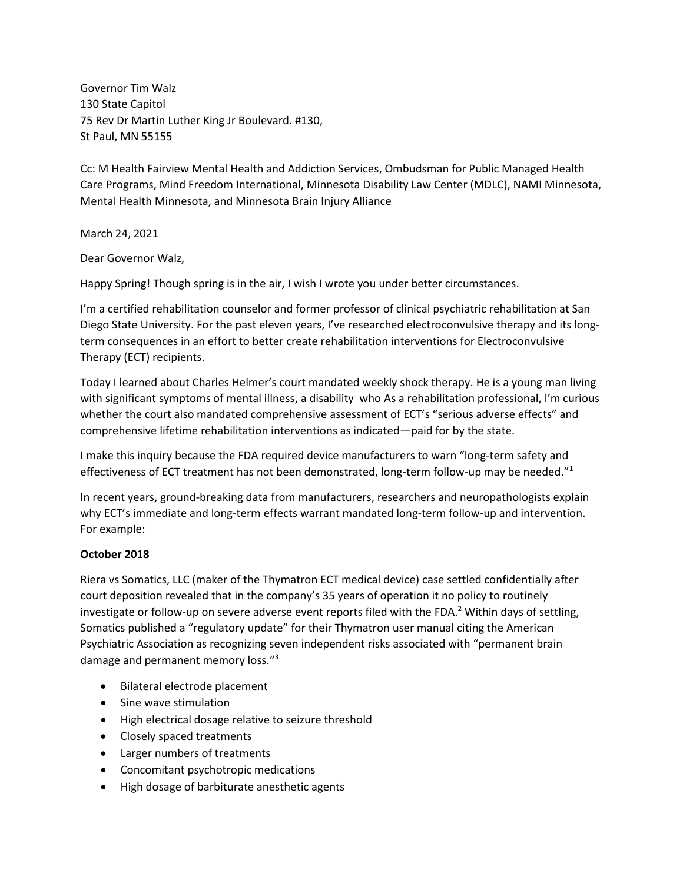Governor Tim Walz
130 State Capitol
75 Rev Dr Martin Luther King Jr Boulevard. #130,
St Paul, MN 55155

Cc: M Health Fairview Mental Health and Addiction Services, Ombudsman for Public Managed Health Care Programs, Mind Freedom International, Minnesota Disability Law Center (MDLC), NAMI Minnesota, Mental Health Minnesota, and Minnesota Brain Injury Alliance

March 24, 2021

Dear Governor Walz,

Happy Spring! Though spring is in the air, I wish I wrote you under better circumstances.

I'm a certified rehabilitation counselor and former professor of clinical psychiatric rehabilitation at San Diego State University. For the past eleven years, I've researched electroconvulsive therapy and its long-term consequences in an effort to better create rehabilitation interventions for Electroconvulsive Therapy (ECT) recipients.

Today I learned about Charles Helmer's court mandated weekly shock therapy. He is a young man living with significant symptoms of mental illness, a disability who As a rehabilitation professional, I'm curious whether the court also mandated comprehensive assessment of ECT's "serious adverse effects" and comprehensive lifetime rehabilitation interventions as indicated—paid for by the state.

I make this inquiry because the FDA required device manufacturers to warn "long-term safety and effectiveness of ECT treatment has not been demonstrated, long-term follow-up may be needed."[1]

In recent years, ground-breaking data from manufacturers, researchers and neuropathologists explain why ECT's immediate and long-term effects warrant mandated long-term follow-up and intervention. For example:

**October 2018**

Riera vs Somatics, LLC (maker of the Thymatron ECT medical device) case settled confidentially after court deposition revealed that in the company's 35 years of operation it no policy to routinely investigate or follow-up on severe adverse event reports filed with the FDA.[2] Within days of settling, Somatics published a "regulatory update" for their Thymatron user manual citing the American Psychiatric Association as recognizing seven independent risks associated with "permanent brain damage and permanent memory loss."[3]

- Bilateral electrode placement
- Sine wave stimulation
- High electrical dosage relative to seizure threshold
- Closely spaced treatments
- Larger numbers of treatments
- Concomitant psychotropic medications
- High dosage of barbiturate anesthetic agents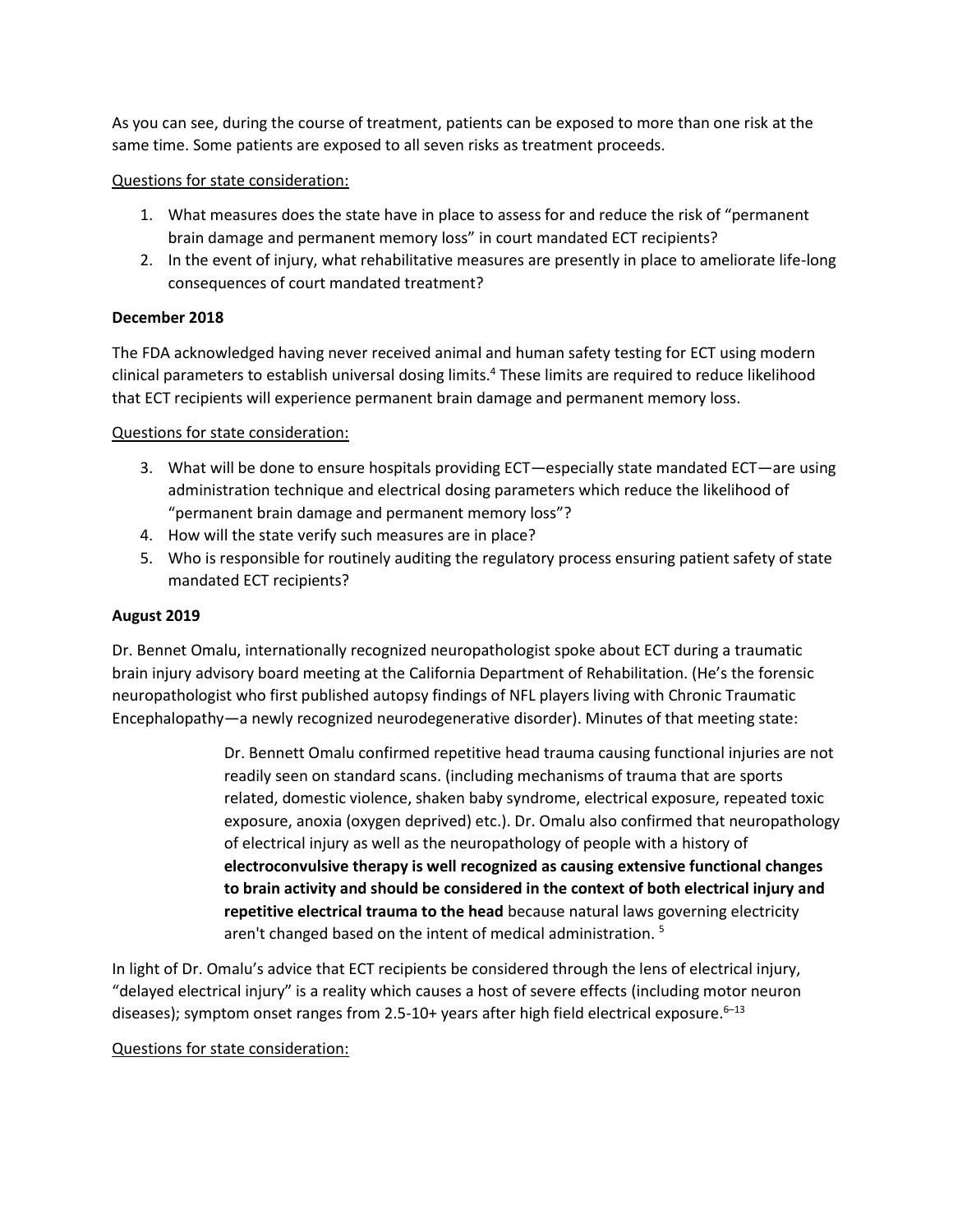As you can see, during the course of treatment, patients can be exposed to more than one risk at the same time. Some patients are exposed to all seven risks as treatment proceeds.

Questions for state consideration:

1. What measures does the state have in place to assess for and reduce the risk of "permanent brain damage and permanent memory loss" in court mandated ECT recipients?
2. In the event of injury, what rehabilitative measures are presently in place to ameliorate life-long consequences of court mandated treatment?

**December 2018**

The FDA acknowledged having never received animal and human safety testing for ECT using modern clinical parameters to establish universal dosing limits.[4] These limits are required to reduce likelihood that ECT recipients will experience permanent brain damage and permanent memory loss.

Questions for state consideration:

3. What will be done to ensure hospitals providing ECT—especially state mandated ECT—are using administration technique and electrical dosing parameters which reduce the likelihood of "permanent brain damage and permanent memory loss"?
4. How will the state verify such measures are in place?
5. Who is responsible for routinely auditing the regulatory process ensuring patient safety of state mandated ECT recipients?

**August 2019**

Dr. Bennet Omalu, internationally recognized neuropathologist spoke about ECT during a traumatic brain injury advisory board meeting at the California Department of Rehabilitation. (He's the forensic neuropathologist who first published autopsy findings of NFL players living with Chronic Traumatic Encephalopathy—a newly recognized neurodegenerative disorder). Minutes of that meeting state:

> Dr. Bennett Omalu confirmed repetitive head trauma causing functional injuries are not readily seen on standard scans. (including mechanisms of trauma that are sports related, domestic violence, shaken baby syndrome, electrical exposure, repeated toxic exposure, anoxia (oxygen deprived) etc.). Dr. Omalu also confirmed that neuropathology of electrical injury as well as the neuropathology of people with a history of **electroconvulsive therapy is well recognized as causing extensive functional changes to brain activity and should be considered in the context of both electrical injury and repetitive electrical trauma to the head** because natural laws governing electricity aren't changed based on the intent of medical administration. [5]

In light of Dr. Omalu's advice that ECT recipients be considered through the lens of electrical injury, "delayed electrical injury" is a reality which causes a host of severe effects (including motor neuron diseases); symptom onset ranges from 2.5-10+ years after high field electrical exposure.[6–13]

Questions for state consideration: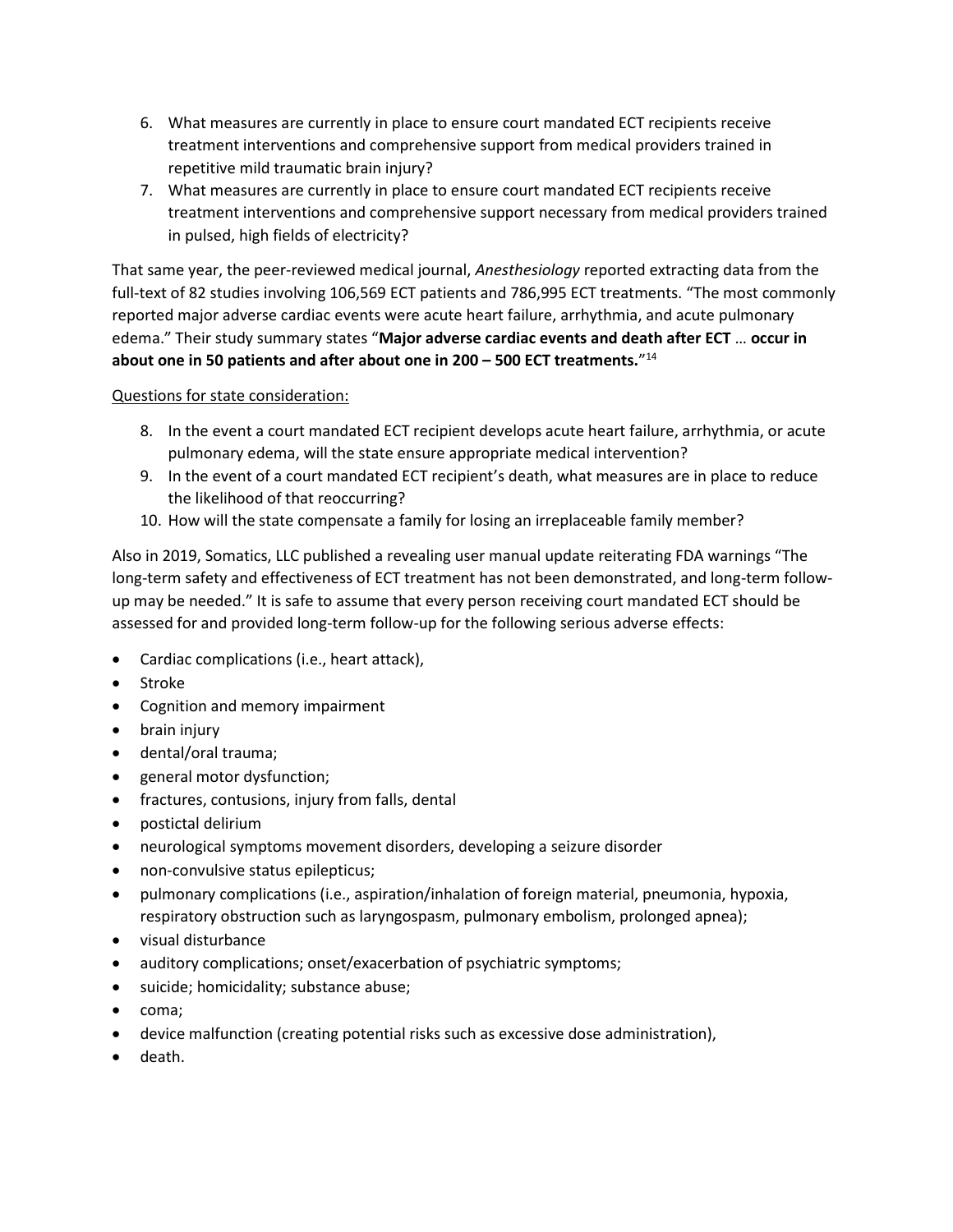6. What measures are currently in place to ensure court mandated ECT recipients receive treatment interventions and comprehensive support from medical providers trained in repetitive mild traumatic brain injury?
7. What measures are currently in place to ensure court mandated ECT recipients receive treatment interventions and comprehensive support necessary from medical providers trained in pulsed, high fields of electricity?

That same year, the peer-reviewed medical journal, *Anesthesiology* reported extracting data from the full-text of 82 studies involving 106,569 ECT patients and 786,995 ECT treatments. "The most commonly reported major adverse cardiac events were acute heart failure, arrhythmia, and acute pulmonary edema." Their study summary states "**Major adverse cardiac events and death after ECT** … **occur in about one in 50 patients and after about one in 200 – 500 ECT treatments.**"[14]

<u>Questions for state consideration:</u>

8. In the event a court mandated ECT recipient develops acute heart failure, arrhythmia, or acute pulmonary edema, will the state ensure appropriate medical intervention?
9. In the event of a court mandated ECT recipient's death, what measures are in place to reduce the likelihood of that reoccurring?
10. How will the state compensate a family for losing an irreplaceable family member?

Also in 2019, Somatics, LLC published a revealing user manual update reiterating FDA warnings "The long-term safety and effectiveness of ECT treatment has not been demonstrated, and long-term follow-up may be needed." It is safe to assume that every person receiving court mandated ECT should be assessed for and provided long-term follow-up for the following serious adverse effects:

- Cardiac complications (i.e., heart attack),
- Stroke
- Cognition and memory impairment
- brain injury
- dental/oral trauma;
- general motor dysfunction;
- fractures, contusions, injury from falls, dental
- postictal delirium
- neurological symptoms movement disorders, developing a seizure disorder
- non-convulsive status epilepticus;
- pulmonary complications (i.e., aspiration/inhalation of foreign material, pneumonia, hypoxia, respiratory obstruction such as laryngospasm, pulmonary embolism, prolonged apnea);
- visual disturbance
- auditory complications; onset/exacerbation of psychiatric symptoms;
- suicide; homicidality; substance abuse;
- coma;
- device malfunction (creating potential risks such as excessive dose administration),
- death.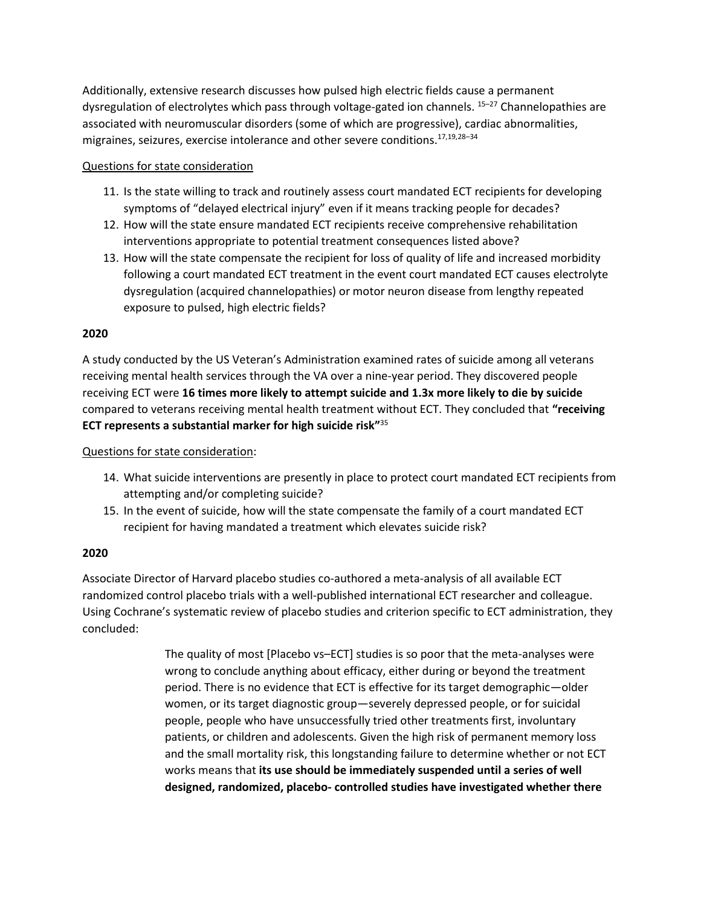Additionally, extensive research discusses how pulsed high electric fields cause a permanent dysregulation of electrolytes which pass through voltage-gated ion channels. [15–27] Channelopathies are associated with neuromuscular disorders (some of which are progressive), cardiac abnormalities, migraines, seizures, exercise intolerance and other severe conditions.[17,19,28–34]

<u>Questions for state consideration</u>

11. Is the state willing to track and routinely assess court mandated ECT recipients for developing symptoms of "delayed electrical injury" even if it means tracking people for decades?
12. How will the state ensure mandated ECT recipients receive comprehensive rehabilitation interventions appropriate to potential treatment consequences listed above?
13. How will the state compensate the recipient for loss of quality of life and increased morbidity following a court mandated ECT treatment in the event court mandated ECT causes electrolyte dysregulation (acquired channelopathies) or motor neuron disease from lengthy repeated exposure to pulsed, high electric fields?

**2020**

A study conducted by the US Veteran's Administration examined rates of suicide among all veterans receiving mental health services through the VA over a nine-year period. They discovered people receiving ECT were **16 times more likely to attempt suicide and 1.3x more likely to die by suicide** compared to veterans receiving mental health treatment without ECT. They concluded that **"receiving ECT represents a substantial marker for high suicide risk"**[35]

<u>Questions for state consideration</u>:

14. What suicide interventions are presently in place to protect court mandated ECT recipients from attempting and/or completing suicide?
15. In the event of suicide, how will the state compensate the family of a court mandated ECT recipient for having mandated a treatment which elevates suicide risk?

**2020**

Associate Director of Harvard placebo studies co-authored a meta-analysis of all available ECT randomized control placebo trials with a well-published international ECT researcher and colleague. Using Cochrane's systematic review of placebo studies and criterion specific to ECT administration, they concluded:

> The quality of most [Placebo vs–ECT] studies is so poor that the meta-analyses were wrong to conclude anything about efficacy, either during or beyond the treatment period. There is no evidence that ECT is effective for its target demographic—older women, or its target diagnostic group—severely depressed people, or for suicidal people, people who have unsuccessfully tried other treatments first, involuntary patients, or children and adolescents. Given the high risk of permanent memory loss and the small mortality risk, this longstanding failure to determine whether or not ECT works means that **its use should be immediately suspended until a series of well designed, randomized, placebo- controlled studies have investigated whether there**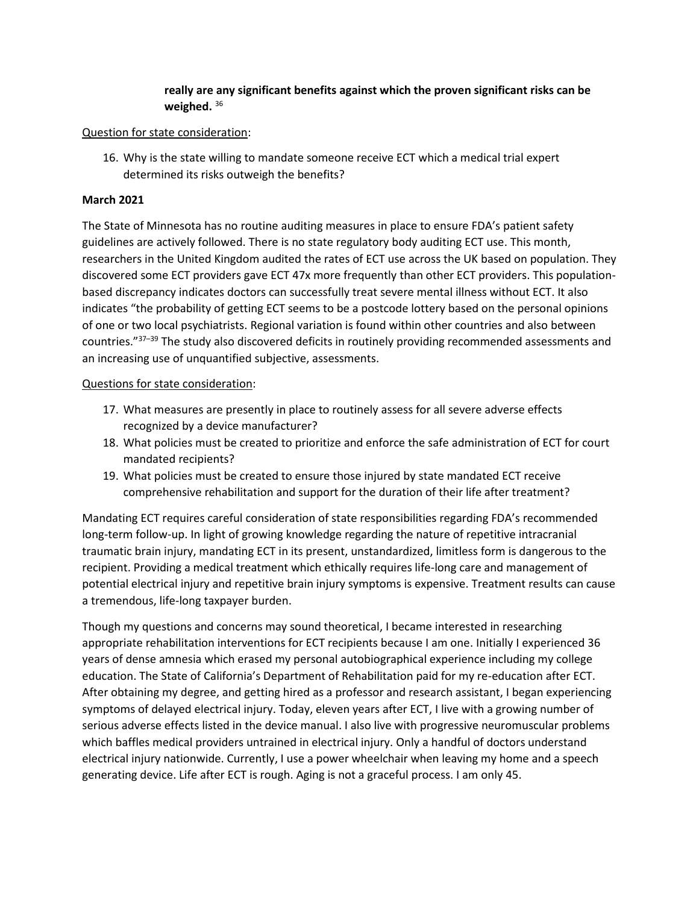**really are any significant benefits against which the proven significant risks can be weighed.** [36]

<u>Question for state consideration</u>:

16. Why is the state willing to mandate someone receive ECT which a medical trial expert determined its risks outweigh the benefits?

**March 2021**

The State of Minnesota has no routine auditing measures in place to ensure FDA's patient safety guidelines are actively followed. There is no state regulatory body auditing ECT use. This month, researchers in the United Kingdom audited the rates of ECT use across the UK based on population. They discovered some ECT providers gave ECT 47x more frequently than other ECT providers. This population-based discrepancy indicates doctors can successfully treat severe mental illness without ECT. It also indicates "the probability of getting ECT seems to be a postcode lottery based on the personal opinions of one or two local psychiatrists. Regional variation is found within other countries and also between countries."[37–39] The study also discovered deficits in routinely providing recommended assessments and an increasing use of unquantified subjective, assessments.

<u>Questions for state consideration</u>:

17. What measures are presently in place to routinely assess for all severe adverse effects recognized by a device manufacturer?
18. What policies must be created to prioritize and enforce the safe administration of ECT for court mandated recipients?
19. What policies must be created to ensure those injured by state mandated ECT receive comprehensive rehabilitation and support for the duration of their life after treatment?

Mandating ECT requires careful consideration of state responsibilities regarding FDA's recommended long-term follow-up. In light of growing knowledge regarding the nature of repetitive intracranial traumatic brain injury, mandating ECT in its present, unstandardized, limitless form is dangerous to the recipient. Providing a medical treatment which ethically requires life-long care and management of potential electrical injury and repetitive brain injury symptoms is expensive. Treatment results can cause a tremendous, life-long taxpayer burden.

Though my questions and concerns may sound theoretical, I became interested in researching appropriate rehabilitation interventions for ECT recipients because I am one. Initially I experienced 36 years of dense amnesia which erased my personal autobiographical experience including my college education. The State of California's Department of Rehabilitation paid for my re-education after ECT. After obtaining my degree, and getting hired as a professor and research assistant, I began experiencing symptoms of delayed electrical injury. Today, eleven years after ECT, I live with a growing number of serious adverse effects listed in the device manual. I also live with progressive neuromuscular problems which baffles medical providers untrained in electrical injury. Only a handful of doctors understand electrical injury nationwide. Currently, I use a power wheelchair when leaving my home and a speech generating device. Life after ECT is rough. Aging is not a graceful process. I am only 45.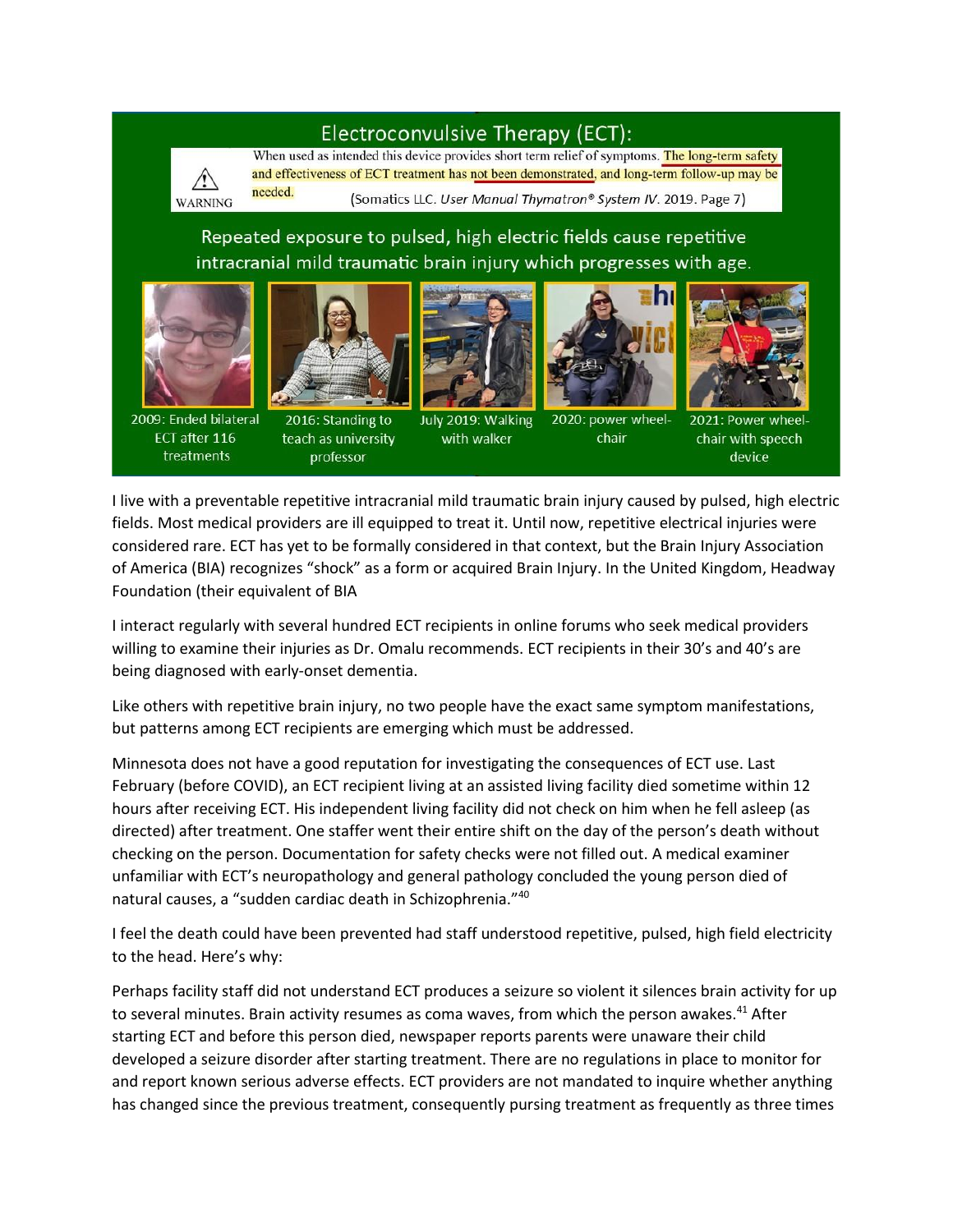## Electroconvulsive Therapy (ECT):

⚠ WARNING

When used as intended this device provides short term relief of symptoms. The long-term safety and effectiveness of ECT treatment has not been demonstrated, and long-term follow-up may be needed.

(Somatics LLC. *User Manual Thymatron® System IV*. 2019. Page 7)

Repeated exposure to pulsed, high electric fields cause repetitive intracranial mild traumatic brain injury which progresses with age.

2009: Ended bilateral ECT after 116 treatments

2016: Standing to teach as university professor

July 2019: Walking with walker

2020: power wheel-chair

2021: Power wheel-chair with speech device

I live with a preventable repetitive intracranial mild traumatic brain injury caused by pulsed, high electric fields. Most medical providers are ill equipped to treat it. Until now, repetitive electrical injuries were considered rare. ECT has yet to be formally considered in that context, but the Brain Injury Association of America (BIA) recognizes "shock" as a form or acquired Brain Injury. In the United Kingdom, Headway Foundation (their equivalent of BIA

I interact regularly with several hundred ECT recipients in online forums who seek medical providers willing to examine their injuries as Dr. Omalu recommends. ECT recipients in their 30's and 40's are being diagnosed with early-onset dementia.

Like others with repetitive brain injury, no two people have the exact same symptom manifestations, but patterns among ECT recipients are emerging which must be addressed.

Minnesota does not have a good reputation for investigating the consequences of ECT use. Last February (before COVID), an ECT recipient living at an assisted living facility died sometime within 12 hours after receiving ECT. His independent living facility did not check on him when he fell asleep (as directed) after treatment. One staffer went their entire shift on the day of the person's death without checking on the person. Documentation for safety checks were not filled out. A medical examiner unfamiliar with ECT's neuropathology and general pathology concluded the young person died of natural causes, a "sudden cardiac death in Schizophrenia."[40]

I feel the death could have been prevented had staff understood repetitive, pulsed, high field electricity to the head. Here's why:

Perhaps facility staff did not understand ECT produces a seizure so violent it silences brain activity for up to several minutes. Brain activity resumes as coma waves, from which the person awakes.[41] After starting ECT and before this person died, newspaper reports parents were unaware their child developed a seizure disorder after starting treatment. There are no regulations in place to monitor for and report known serious adverse effects. ECT providers are not mandated to inquire whether anything has changed since the previous treatment, consequently pursing treatment as frequently as three times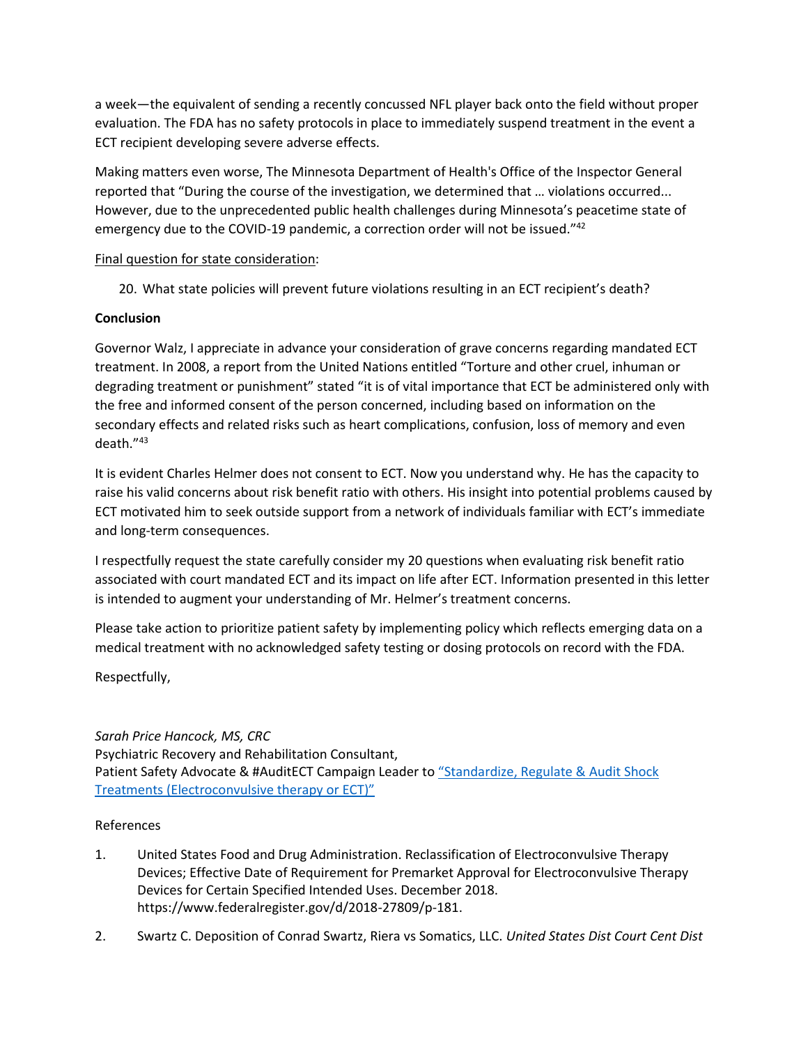a week—the equivalent of sending a recently concussed NFL player back onto the field without proper evaluation. The FDA has no safety protocols in place to immediately suspend treatment in the event a ECT recipient developing severe adverse effects.

Making matters even worse, The Minnesota Department of Health's Office of the Inspector General reported that "During the course of the investigation, we determined that … violations occurred... However, due to the unprecedented public health challenges during Minnesota's peacetime state of emergency due to the COVID-19 pandemic, a correction order will not be issued."[42]

Final question for state consideration:

20. What state policies will prevent future violations resulting in an ECT recipient's death?

**Conclusion**

Governor Walz, I appreciate in advance your consideration of grave concerns regarding mandated ECT treatment. In 2008, a report from the United Nations entitled "Torture and other cruel, inhuman or degrading treatment or punishment" stated "it is of vital importance that ECT be administered only with the free and informed consent of the person concerned, including based on information on the secondary effects and related risks such as heart complications, confusion, loss of memory and even death."[43]

It is evident Charles Helmer does not consent to ECT. Now you understand why. He has the capacity to raise his valid concerns about risk benefit ratio with others. His insight into potential problems caused by ECT motivated him to seek outside support from a network of individuals familiar with ECT's immediate and long-term consequences.

I respectfully request the state carefully consider my 20 questions when evaluating risk benefit ratio associated with court mandated ECT and its impact on life after ECT. Information presented in this letter is intended to augment your understanding of Mr. Helmer's treatment concerns.

Please take action to prioritize patient safety by implementing policy which reflects emerging data on a medical treatment with no acknowledged safety testing or dosing protocols on record with the FDA.

Respectfully,

*Sarah Price Hancock, MS, CRC*
Psychiatric Recovery and Rehabilitation Consultant,
Patient Safety Advocate & #AuditECT Campaign Leader to "Standardize, Regulate & Audit Shock Treatments (Electroconvulsive therapy or ECT)"

References

1. United States Food and Drug Administration. Reclassification of Electroconvulsive Therapy Devices; Effective Date of Requirement for Premarket Approval for Electroconvulsive Therapy Devices for Certain Specified Intended Uses. December 2018. https://www.federalregister.gov/d/2018-27809/p-181.
2. Swartz C. Deposition of Conrad Swartz, Riera vs Somatics, LLC. *United States Dist Court Cent Dist*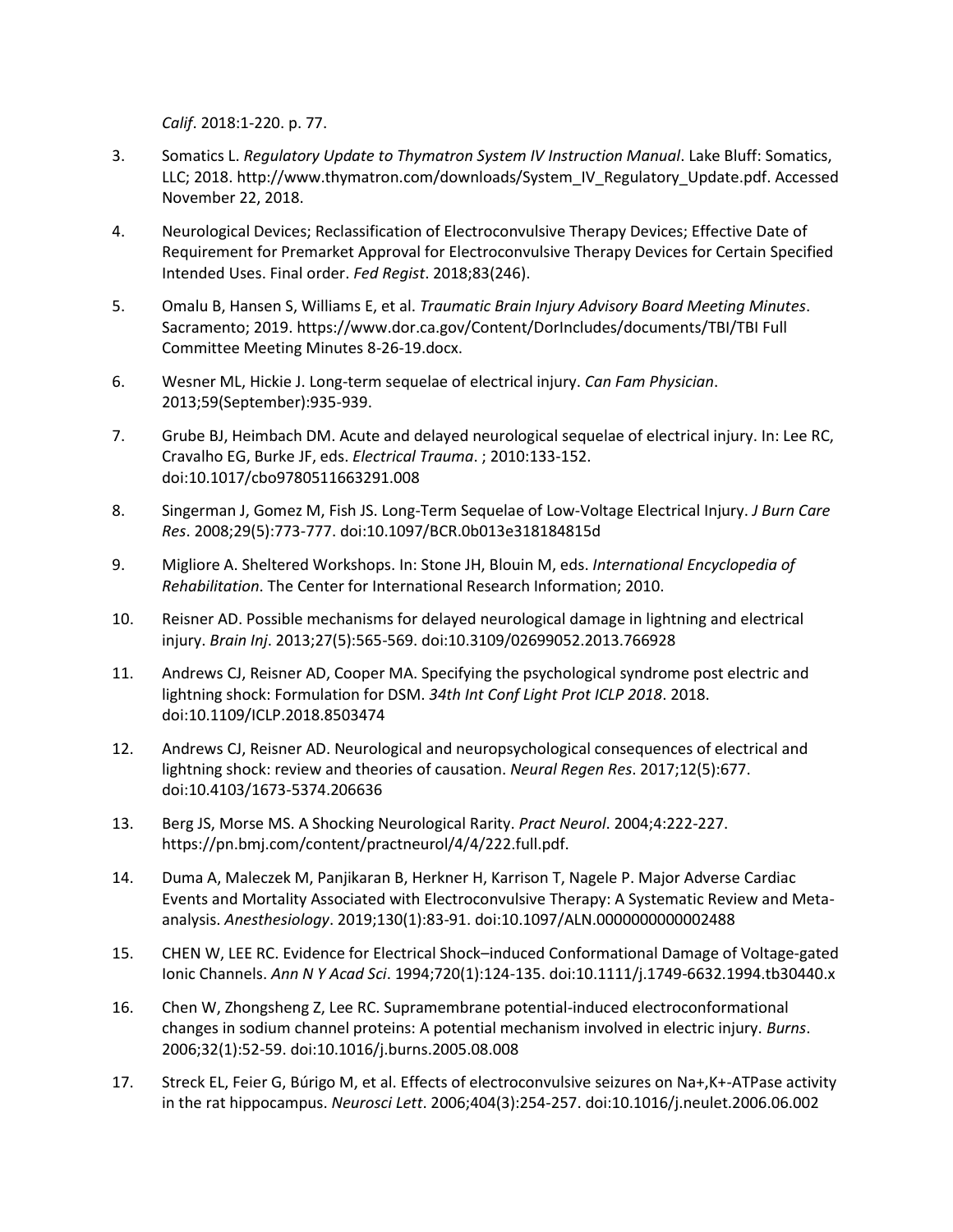*Calif*. 2018:1-220. p. 77.

3. Somatics L. *Regulatory Update to Thymatron System IV Instruction Manual*. Lake Bluff: Somatics, LLC; 2018. http://www.thymatron.com/downloads/System_IV_Regulatory_Update.pdf. Accessed November 22, 2018.

4. Neurological Devices; Reclassification of Electroconvulsive Therapy Devices; Effective Date of Requirement for Premarket Approval for Electroconvulsive Therapy Devices for Certain Specified Intended Uses. Final order. *Fed Regist*. 2018;83(246).

5. Omalu B, Hansen S, Williams E, et al. *Traumatic Brain Injury Advisory Board Meeting Minutes*. Sacramento; 2019. https://www.dor.ca.gov/Content/DorIncludes/documents/TBI/TBI Full Committee Meeting Minutes 8-26-19.docx.

6. Wesner ML, Hickie J. Long-term sequelae of electrical injury. *Can Fam Physician*. 2013;59(September):935-939.

7. Grube BJ, Heimbach DM. Acute and delayed neurological sequelae of electrical injury. In: Lee RC, Cravalho EG, Burke JF, eds. *Electrical Trauma*. ; 2010:133-152. doi:10.1017/cbo9780511663291.008

8. Singerman J, Gomez M, Fish JS. Long-Term Sequelae of Low-Voltage Electrical Injury. *J Burn Care Res*. 2008;29(5):773-777. doi:10.1097/BCR.0b013e318184815d

9. Migliore A. Sheltered Workshops. In: Stone JH, Blouin M, eds. *International Encyclopedia of Rehabilitation*. The Center for International Research Information; 2010.

10. Reisner AD. Possible mechanisms for delayed neurological damage in lightning and electrical injury. *Brain Inj*. 2013;27(5):565-569. doi:10.3109/02699052.2013.766928

11. Andrews CJ, Reisner AD, Cooper MA. Specifying the psychological syndrome post electric and lightning shock: Formulation for DSM. *34th Int Conf Light Prot ICLP 2018*. 2018. doi:10.1109/ICLP.2018.8503474

12. Andrews CJ, Reisner AD. Neurological and neuropsychological consequences of electrical and lightning shock: review and theories of causation. *Neural Regen Res*. 2017;12(5):677. doi:10.4103/1673-5374.206636

13. Berg JS, Morse MS. A Shocking Neurological Rarity. *Pract Neurol*. 2004;4:222-227. https://pn.bmj.com/content/practneurol/4/4/222.full.pdf.

14. Duma A, Maleczek M, Panjikaran B, Herkner H, Karrison T, Nagele P. Major Adverse Cardiac Events and Mortality Associated with Electroconvulsive Therapy: A Systematic Review and Meta-analysis. *Anesthesiology*. 2019;130(1):83-91. doi:10.1097/ALN.0000000000002488

15. CHEN W, LEE RC. Evidence for Electrical Shock–induced Conformational Damage of Voltage-gated Ionic Channels. *Ann N Y Acad Sci*. 1994;720(1):124-135. doi:10.1111/j.1749-6632.1994.tb30440.x

16. Chen W, Zhongsheng Z, Lee RC. Supramembrane potential-induced electroconformational changes in sodium channel proteins: A potential mechanism involved in electric injury. *Burns*. 2006;32(1):52-59. doi:10.1016/j.burns.2005.08.008

17. Streck EL, Feier G, Búrigo M, et al. Effects of electroconvulsive seizures on $Na^+,K^+$-ATPase activity in the rat hippocampus. *Neurosci Lett*. 2006;404(3):254-257. doi:10.1016/j.neulet.2006.06.002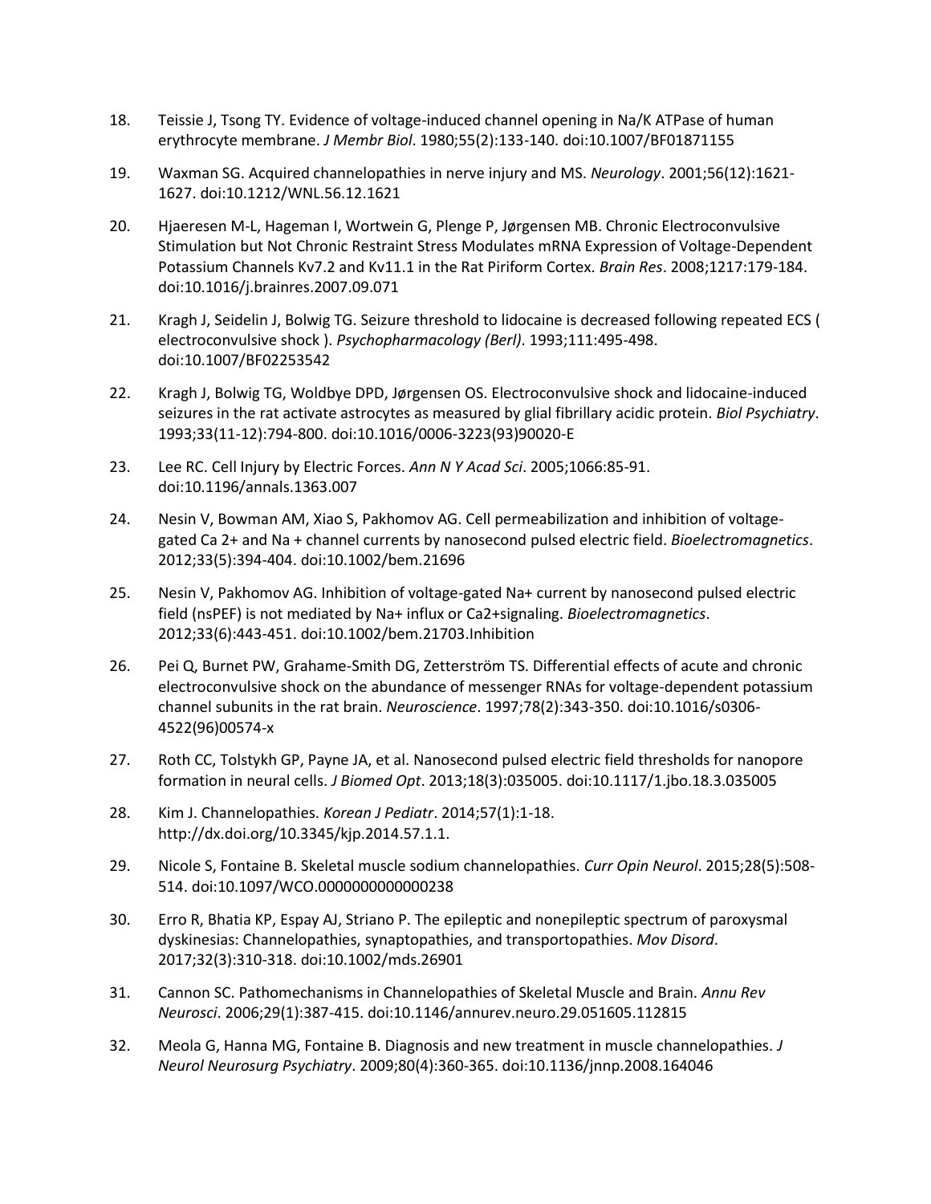18. Teissie J, Tsong TY. Evidence of voltage-induced channel opening in Na/K ATPase of human erythrocyte membrane. *J Membr Biol*. 1980;55(2):133-140. doi:10.1007/BF01871155

19. Waxman SG. Acquired channelopathies in nerve injury and MS. *Neurology*. 2001;56(12):1621-1627. doi:10.1212/WNL.56.12.1621

20. Hjaeresen M-L, Hageman I, Wortwein G, Plenge P, Jørgensen MB. Chronic Electroconvulsive Stimulation but Not Chronic Restraint Stress Modulates mRNA Expression of Voltage-Dependent Potassium Channels Kv7.2 and Kv11.1 in the Rat Piriform Cortex. *Brain Res*. 2008;1217:179-184. doi:10.1016/j.brainres.2007.09.071

21. Kragh J, Seidelin J, Bolwig TG. Seizure threshold to lidocaine is decreased following repeated ECS ( electroconvulsive shock ). *Psychopharmacology (Berl)*. 1993;111:495-498. doi:10.1007/BF02253542

22. Kragh J, Bolwig TG, Woldbye DPD, Jørgensen OS. Electroconvulsive shock and lidocaine-induced seizures in the rat activate astrocytes as measured by glial fibrillary acidic protein. *Biol Psychiatry*. 1993;33(11-12):794-800. doi:10.1016/0006-3223(93)90020-E

23. Lee RC. Cell Injury by Electric Forces. *Ann N Y Acad Sci*. 2005;1066:85-91. doi:10.1196/annals.1363.007

24. Nesin V, Bowman AM, Xiao S, Pakhomov AG. Cell permeabilization and inhibition of voltage-gated Ca 2+ and Na + channel currents by nanosecond pulsed electric field. *Bioelectromagnetics*. 2012;33(5):394-404. doi:10.1002/bem.21696

25. Nesin V, Pakhomov AG. Inhibition of voltage-gated Na+ current by nanosecond pulsed electric field (nsPEF) is not mediated by Na+ influx or Ca2+signaling. *Bioelectromagnetics*. 2012;33(6):443-451. doi:10.1002/bem.21703.Inhibition

26. Pei Q, Burnet PW, Grahame-Smith DG, Zetterström TS. Differential effects of acute and chronic electroconvulsive shock on the abundance of messenger RNAs for voltage-dependent potassium channel subunits in the rat brain. *Neuroscience*. 1997;78(2):343-350. doi:10.1016/s0306-4522(96)00574-x

27. Roth CC, Tolstykh GP, Payne JA, et al. Nanosecond pulsed electric field thresholds for nanopore formation in neural cells. *J Biomed Opt*. 2013;18(3):035005. doi:10.1117/1.jbo.18.3.035005

28. Kim J. Channelopathies. *Korean J Pediatr*. 2014;57(1):1-18. http://dx.doi.org/10.3345/kjp.2014.57.1.1.

29. Nicole S, Fontaine B. Skeletal muscle sodium channelopathies. *Curr Opin Neurol*. 2015;28(5):508-514. doi:10.1097/WCO.0000000000000238

30. Erro R, Bhatia KP, Espay AJ, Striano P. The epileptic and nonepileptic spectrum of paroxysmal dyskinesias: Channelopathies, synaptopathies, and transportopathies. *Mov Disord*. 2017;32(3):310-318. doi:10.1002/mds.26901

31. Cannon SC. Pathomechanisms in Channelopathies of Skeletal Muscle and Brain. *Annu Rev Neurosci*. 2006;29(1):387-415. doi:10.1146/annurev.neuro.29.051605.112815

32. Meola G, Hanna MG, Fontaine B. Diagnosis and new treatment in muscle channelopathies. *J Neurol Neurosurg Psychiatry*. 2009;80(4):360-365. doi:10.1136/jnnp.2008.164046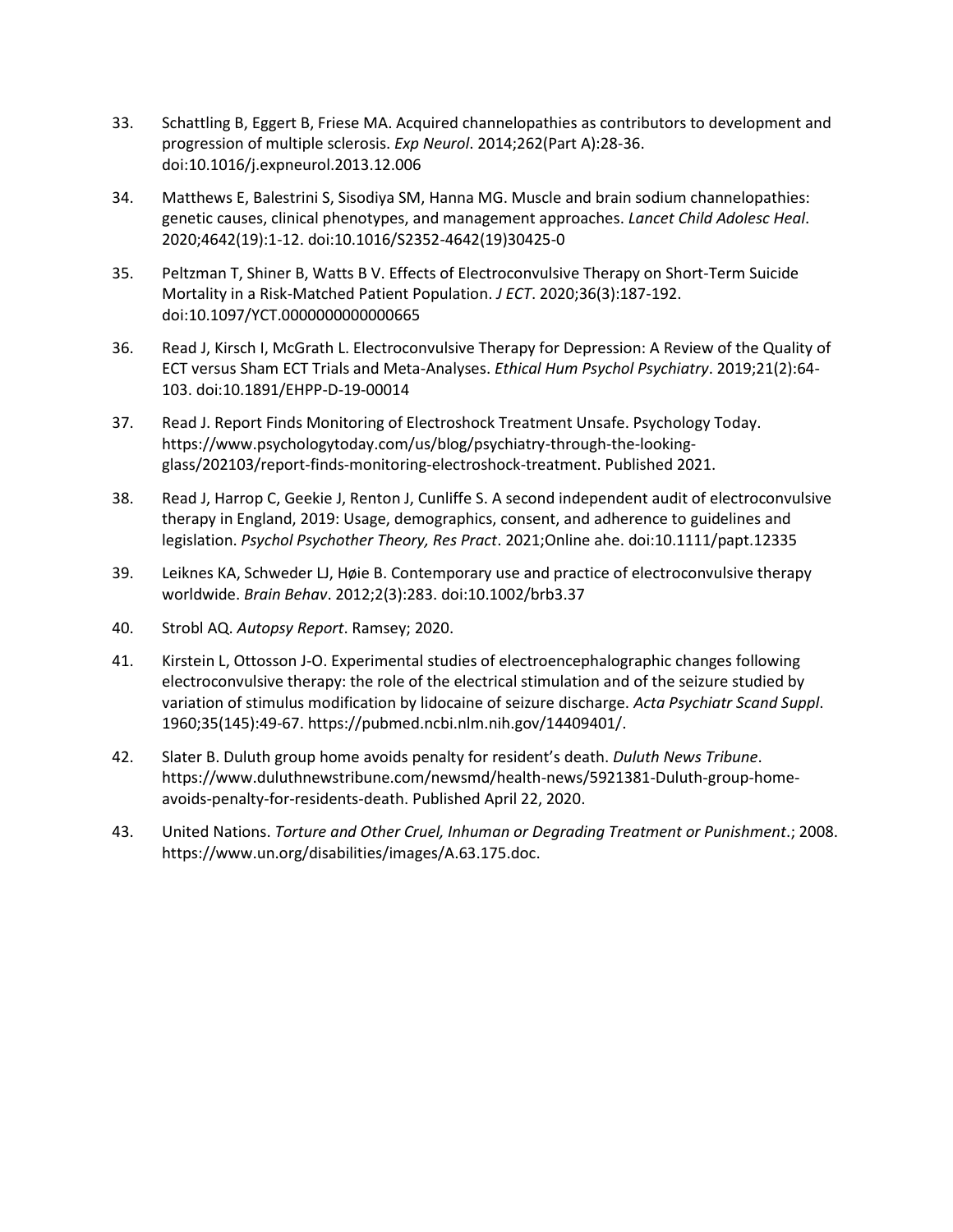33. Schattling B, Eggert B, Friese MA. Acquired channelopathies as contributors to development and progression of multiple sclerosis. *Exp Neurol*. 2014;262(Part A):28-36. doi:10.1016/j.expneurol.2013.12.006

34. Matthews E, Balestrini S, Sisodiya SM, Hanna MG. Muscle and brain sodium channelopathies: genetic causes, clinical phenotypes, and management approaches. *Lancet Child Adolesc Heal*. 2020;4642(19):1-12. doi:10.1016/S2352-4642(19)30425-0

35. Peltzman T, Shiner B, Watts B V. Effects of Electroconvulsive Therapy on Short-Term Suicide Mortality in a Risk-Matched Patient Population. *J ECT*. 2020;36(3):187-192. doi:10.1097/YCT.0000000000000665

36. Read J, Kirsch I, McGrath L. Electroconvulsive Therapy for Depression: A Review of the Quality of ECT versus Sham ECT Trials and Meta-Analyses. *Ethical Hum Psychol Psychiatry*. 2019;21(2):64-103. doi:10.1891/EHPP-D-19-00014

37. Read J. Report Finds Monitoring of Electroshock Treatment Unsafe. Psychology Today. https://www.psychologytoday.com/us/blog/psychiatry-through-the-looking-glass/202103/report-finds-monitoring-electroshock-treatment. Published 2021.

38. Read J, Harrop C, Geekie J, Renton J, Cunliffe S. A second independent audit of electroconvulsive therapy in England, 2019: Usage, demographics, consent, and adherence to guidelines and legislation. *Psychol Psychother Theory, Res Pract*. 2021;Online ahe. doi:10.1111/papt.12335

39. Leiknes KA, Schweder LJ, Høie B. Contemporary use and practice of electroconvulsive therapy worldwide. *Brain Behav*. 2012;2(3):283. doi:10.1002/brb3.37

40. Strobl AQ. *Autopsy Report*. Ramsey; 2020.

41. Kirstein L, Ottosson J-O. Experimental studies of electroencephalographic changes following electroconvulsive therapy: the role of the electrical stimulation and of the seizure studied by variation of stimulus modification by lidocaine of seizure discharge. *Acta Psychiatr Scand Suppl*. 1960;35(145):49-67. https://pubmed.ncbi.nlm.nih.gov/14409401/.

42. Slater B. Duluth group home avoids penalty for resident's death. *Duluth News Tribune*. https://www.duluthnewstribune.com/newsmd/health-news/5921381-Duluth-group-home-avoids-penalty-for-residents-death. Published April 22, 2020.

43. United Nations. *Torture and Other Cruel, Inhuman or Degrading Treatment or Punishment*.; 2008. https://www.un.org/disabilities/images/A.63.175.doc.